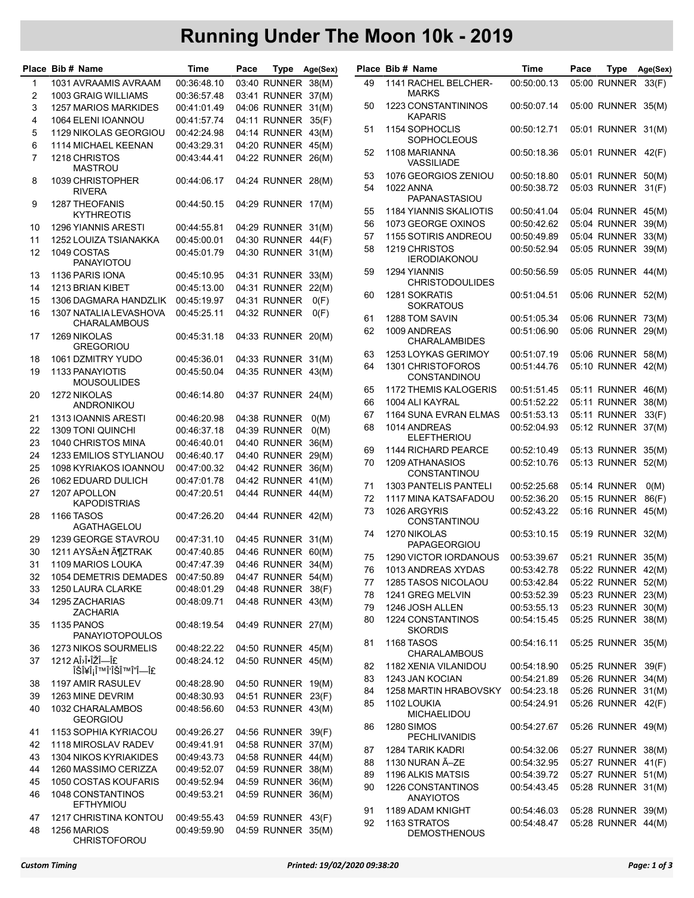# Running Under The Moon 10k - 2019

| Place | Bib # | Name | Time | Pace | Type | Age(Sex) |
|---|---|---|---|---|---|---|
| 1 | 1031 | AVRAAMIS AVRAAM | 00:36:48.10 | 03:40 | RUNNER | 38(M) |
| 2 | 1003 | GRAIG WILLIAMS | 00:36:57.48 | 03:41 | RUNNER | 37(M) |
| 3 | 1257 | MARIOS MARKIDES | 00:41:01.49 | 04:06 | RUNNER | 31(M) |
| 4 | 1064 | ELENI IOANNOU | 00:41:57.74 | 04:11 | RUNNER | 35(F) |
| 5 | 1129 | NIKOLAS GEORGIOU | 00:42:24.98 | 04:14 | RUNNER | 43(M) |
| 6 | 1114 | MICHAEL KEENAN | 00:43:29.31 | 04:20 | RUNNER | 45(M) |
| 7 | 1218 | CHRISTOS MASTROU | 00:43:44.41 | 04:22 | RUNNER | 26(M) |
| 8 | 1039 | CHRISTOPHER RIVERA | 00:44:06.17 | 04:24 | RUNNER | 28(M) |
| 9 | 1287 | THEOFANIS KYTHREOTIS | 00:44:50.15 | 04:29 | RUNNER | 17(M) |
| 10 | 1296 | YIANNIS ARESTI | 00:44:55.81 | 04:29 | RUNNER | 31(M) |
| 11 | 1252 | LOUIZA TSIANAKKA | 00:45:00.01 | 04:30 | RUNNER | 44(F) |
| 12 | 1049 | COSTAS PANAYIOTOU | 00:45:01.79 | 04:30 | RUNNER | 31(M) |
| 13 | 1136 | PARIS IONA | 00:45:10.95 | 04:31 | RUNNER | 33(M) |
| 14 | 1213 | BRIAN KIBET | 00:45:13.00 | 04:31 | RUNNER | 22(M) |
| 15 | 1306 | DAGMARA HANDZLIK | 00:45:19.97 | 04:31 | RUNNER | 0(F) |
| 16 | 1307 | NATALIA LEVASHOVA CHARALAMBOUS | 00:45:25.11 | 04:32 | RUNNER | 0(F) |
| 17 | 1269 | NIKOLAS GREGORIOU | 00:45:31.18 | 04:33 | RUNNER | 20(M) |
| 18 | 1061 | DZMITRY YUDO | 00:45:36.01 | 04:33 | RUNNER | 31(M) |
| 19 | 1133 | PANAYIOTIS MOUSOULIDES | 00:45:50.04 | 04:35 | RUNNER | 43(M) |
| 20 | 1272 | NIKOLAS ANDRONIKOU | 00:46:14.80 | 04:37 | RUNNER | 24(M) |
| 21 | 1313 | IOANNIS ARESTI | 00:46:20.98 | 04:38 | RUNNER | 0(M) |
| 22 | 1309 | TONI QUINCHI | 00:46:37.18 | 04:39 | RUNNER | 0(M) |
| 23 | 1040 | CHRISTOS MINA | 00:46:40.01 | 04:40 | RUNNER | 36(M) |
| 24 | 1233 | EMILIOS STYLIANOU | 00:46:40.17 | 04:40 | RUNNER | 29(M) |
| 25 | 1098 | KYRIAKOS IOANNOU | 00:47:00.32 | 04:42 | RUNNER | 36(M) |
| 26 | 1062 | EDUARD DULICH | 00:47:01.78 | 04:42 | RUNNER | 41(M) |
| 27 | 1207 | APOLLON KAPODISTRIAS | 00:47:20.51 | 04:44 | RUNNER | 44(M) |
| 28 | 1166 | TASOS AGATHAGELOU | 00:47:26.20 | 04:44 | RUNNER | 42(M) |
| 29 | 1239 | GEORGE STAVROU | 00:47:31.10 | 04:45 | RUNNER | 31(M) |
| 30 | 1211 | AYSÄ±N Ã¶ZTRAK | 00:47:40.85 | 04:46 | RUNNER | 60(M) |
| 31 | 1109 | MARIOS LOUKA | 00:47:47.39 | 04:46 | RUNNER | 34(M) |
| 32 | 1054 | DEMETRIS DEMADES | 00:47:50.89 | 04:47 | RUNNER | 54(M) |
| 33 | 1250 | LAURA CLARKE | 00:48:01.29 | 04:48 | RUNNER | 38(F) |
| 34 | 1295 | ZACHARIAS ZACHARIA | 00:48:09.71 | 04:48 | RUNNER | 43(M) |
| 35 | 1135 | PANOS PANAYIOTOPOULOS | 00:48:19.54 | 04:49 | RUNNER | 27(M) |
| 36 | 1273 | NIKOS SOURMELIS | 00:48:22.22 | 04:50 | RUNNER | 45(M) |
| 37 | 1212 | ÎΛÎ•ÎŽÎ—Î£ ÎŠÎ¥Î¡Î™ÎŠÎ™Î'Î—Î£ | 00:48:24.12 | 04:50 | RUNNER | 45(M) |
| 38 | 1197 | AMIR RASULEV | 00:48:28.90 | 04:50 | RUNNER | 19(M) |
| 39 | 1263 | MINE DEVRIM | 00:48:30.93 | 04:51 | RUNNER | 23(F) |
| 40 | 1032 | CHARALAMBOS GEORGIOU | 00:48:56.60 | 04:53 | RUNNER | 43(M) |
| 41 | 1153 | SOPHIA KYRIACOU | 00:49:26.27 | 04:56 | RUNNER | 39(F) |
| 42 | 1118 | MIROSLAV RADEV | 00:49:41.91 | 04:58 | RUNNER | 37(M) |
| 43 | 1304 | NIKOS KYRIAKIDES | 00:49:43.73 | 04:58 | RUNNER | 44(M) |
| 44 | 1260 | MASSIMO CERIZZA | 00:49:52.07 | 04:59 | RUNNER | 38(M) |
| 45 | 1050 | COSTAS KOUFARIS | 00:49:52.94 | 04:59 | RUNNER | 36(M) |
| 46 | 1048 | CONSTANTINOS EFTHYMIOU | 00:49:53.21 | 04:59 | RUNNER | 36(M) |
| 47 | 1217 | CHRISTINA KONTOU | 00:49:55.43 | 04:59 | RUNNER | 43(F) |
| 48 | 1256 | MARIOS CHRISTOFOROU | 00:49:59.90 | 04:59 | RUNNER | 35(M) |
| 49 | 1141 | RACHEL BELCHER-MARKS | 00:50:00.13 | 05:00 | RUNNER | 33(F) |
| 50 | 1223 | CONSTANTININOS KAPARIS | 00:50:07.14 | 05:00 | RUNNER | 35(M) |
| 51 | 1154 | SOPHOCLIS SOPHOCLEOUS | 00:50:12.71 | 05:01 | RUNNER | 31(M) |
| 52 | 1108 | MARIANNA VASSILIADE | 00:50:18.36 | 05:01 | RUNNER | 42(F) |
| 53 | 1076 | GEORGIOS ZENIOU | 00:50:18.80 | 05:01 | RUNNER | 50(M) |
| 54 | 1022 | ANNA PAPANASTASIOU | 00:50:38.72 | 05:03 | RUNNER | 31(F) |
| 55 | 1184 | YIANNIS SKALIOTIS | 00:50:41.04 | 05:04 | RUNNER | 45(M) |
| 56 | 1073 | GEORGE OXINOS | 00:50:42.62 | 05:04 | RUNNER | 39(M) |
| 57 | 1155 | SOTIRIS ANDREOU | 00:50:49.89 | 05:04 | RUNNER | 33(M) |
| 58 | 1219 | CHRISTOS IERODIAKONOU | 00:50:52.94 | 05:05 | RUNNER | 39(M) |
| 59 | 1294 | YIANNIS CHRISTODOULIDES | 00:50:56.59 | 05:05 | RUNNER | 44(M) |
| 60 | 1281 | SOKRATIS SOKRATOUS | 00:51:04.51 | 05:06 | RUNNER | 52(M) |
| 61 | 1288 | TOM SAVIN | 00:51:05.34 | 05:06 | RUNNER | 73(M) |
| 62 | 1009 | ANDREAS CHARALAMBIDES | 00:51:06.90 | 05:06 | RUNNER | 29(M) |
| 63 | 1253 | LOYKAS GERIMOY | 00:51:07.19 | 05:06 | RUNNER | 58(M) |
| 64 | 1301 | CHRISTOFOROS CONSTANDINOU | 00:51:44.76 | 05:10 | RUNNER | 42(M) |
| 65 | 1172 | THEMIS KALOGERIS | 00:51:51.45 | 05:11 | RUNNER | 46(M) |
| 66 | 1004 | ALI KAYRAL | 00:51:52.22 | 05:11 | RUNNER | 38(M) |
| 67 | 1164 | SUNA EVRAN ELMAS | 00:51:53.13 | 05:11 | RUNNER | 33(F) |
| 68 | 1014 | ANDREAS ELEFTHERIOU | 00:52:04.93 | 05:12 | RUNNER | 37(M) |
| 69 | 1144 | RICHARD PEARCE | 00:52:10.49 | 05:13 | RUNNER | 35(M) |
| 70 | 1209 | ATHANASIOS CONSTANTINOU | 00:52:10.76 | 05:13 | RUNNER | 52(M) |
| 71 | 1303 | PANTELIS PANTELI | 00:52:25.68 | 05:14 | RUNNER | 0(M) |
| 72 | 1117 | MINA KATSAFADOU | 00:52:36.20 | 05:15 | RUNNER | 86(F) |
| 73 | 1026 | ARGYRIS CONSTANTINOU | 00:52:43.22 | 05:16 | RUNNER | 45(M) |
| 74 | 1270 | NIKOLAS PAPAGEORGIOU | 00:53:10.15 | 05:19 | RUNNER | 32(M) |
| 75 | 1290 | VICTOR IORDANOUS | 00:53:39.67 | 05:21 | RUNNER | 35(M) |
| 76 | 1013 | ANDREAS XYDAS | 00:53:42.78 | 05:22 | RUNNER | 42(M) |
| 77 | 1285 | TASOS NICOLAOU | 00:53:42.84 | 05:22 | RUNNER | 52(M) |
| 78 | 1241 | GREG MELVIN | 00:53:52.39 | 05:23 | RUNNER | 23(M) |
| 79 | 1246 | JOSH ALLEN | 00:53:55.13 | 05:23 | RUNNER | 30(M) |
| 80 | 1224 | CONSTANTINOS SKORDIS | 00:54:15.45 | 05:25 | RUNNER | 38(M) |
| 81 | 1168 | TASOS CHARALAMBOUS | 00:54:16.11 | 05:25 | RUNNER | 35(M) |
| 82 | 1182 | XENIA VILANIDOU | 00:54:18.90 | 05:25 | RUNNER | 39(F) |
| 83 | 1243 | JAN KOCIAN | 00:54:21.89 | 05:26 | RUNNER | 34(M) |
| 84 | 1258 | MARTIN HRABOVSKY | 00:54:23.18 | 05:26 | RUNNER | 31(M) |
| 85 | 1102 | LOUKIA MICHAELIDOU | 00:54:24.91 | 05:26 | RUNNER | 42(F) |
| 86 | 1280 | SIMOS PECHLIVANIDIS | 00:54:27.67 | 05:26 | RUNNER | 49(M) |
| 87 | 1284 | TARIK KADRI | 00:54:32.06 | 05:27 | RUNNER | 38(M) |
| 88 | 1130 | NURAN Ã–ZE | 00:54:32.95 | 05:27 | RUNNER | 41(F) |
| 89 | 1196 | ALKIS MATSIS | 00:54:39.72 | 05:27 | RUNNER | 51(M) |
| 90 | 1226 | CONSTANTINOS ANAYIOTOS | 00:54:43.45 | 05:28 | RUNNER | 31(M) |
| 91 | 1189 | ADAM KNIGHT | 00:54:46.03 | 05:28 | RUNNER | 39(M) |
| 92 | 1163 | STRATOS DEMOSTHENOUS | 00:54:48.47 | 05:28 | RUNNER | 44(M) |

*Custom Timing* *Printed: 19/02/2020 09:38:20*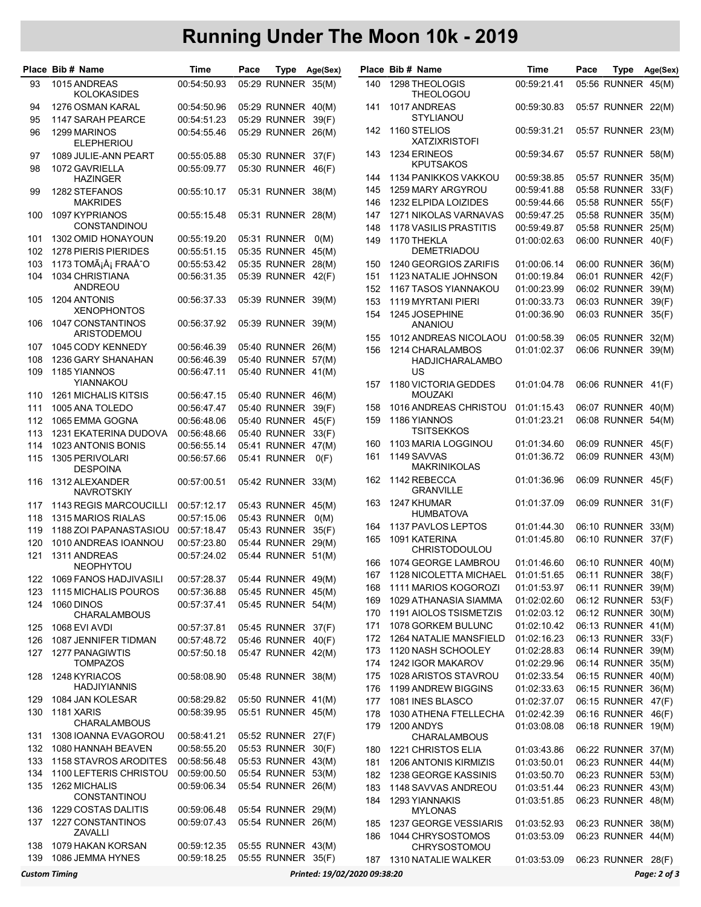# Running Under The Moon 10k - 2019

| Place | Bib # | Name | Time | Pace | Type | Age(Sex) |
|---|---|---|---|---|---|---|
| 93 | 1015 | ANDREAS KOLOKASIDES | 00:54:50.93 | 05:29 | RUNNER | 35(M) |
| 94 | 1276 | OSMAN KARAL | 00:54:50.96 | 05:29 | RUNNER | 40(M) |
| 95 | 1147 | SARAH PEARCE | 00:54:51.23 | 05:29 | RUNNER | 39(F) |
| 96 | 1299 | MARINOS ELEPHERIOU | 00:54:55.46 | 05:29 | RUNNER | 26(M) |
| 97 | 1089 | JULIE-ANN PEART | 00:55:05.88 | 05:30 | RUNNER | 37(F) |
| 98 | 1072 | GAVRIELLA HAZINGER | 00:55:09.77 | 05:30 | RUNNER | 46(F) |
| 99 | 1282 | STEFANOS MAKRIDES | 00:55:10.17 | 05:31 | RUNNER | 38(M) |
| 100 | 1097 | KYPRIANOS CONSTANDINOU | 00:55:15.48 | 05:31 | RUNNER | 28(M) |
| 101 | 1302 | OMID HONAYOUN | 00:55:19.20 | 05:31 | RUNNER | 0(M) |
| 102 | 1278 | PIERIS PIERIDES | 00:55:51.15 | 05:35 | RUNNER | 45(M) |
| 103 | 1173 | TOMÃ¡Å¡ FRAÅˆO | 00:55:53.42 | 05:35 | RUNNER | 28(M) |
| 104 | 1034 | CHRISTIANA ANDREOU | 00:56:31.35 | 05:39 | RUNNER | 42(F) |
| 105 | 1204 | ANTONIS XENOPHONTOS | 00:56:37.33 | 05:39 | RUNNER | 39(M) |
| 106 | 1047 | CONSTANTINOS ARISTODEMOU | 00:56:37.92 | 05:39 | RUNNER | 39(M) |
| 107 | 1045 | CODY KENNEDY | 00:56:46.39 | 05:40 | RUNNER | 26(M) |
| 108 | 1236 | GARY SHANAHAN | 00:56:46.39 | 05:40 | RUNNER | 57(M) |
| 109 | 1185 | YIANNOS YIANNAKOU | 00:56:47.11 | 05:40 | RUNNER | 41(M) |
| 110 | 1261 | MICHALIS KITSIS | 00:56:47.15 | 05:40 | RUNNER | 46(M) |
| 111 | 1005 | ANA TOLEDO | 00:56:47.47 | 05:40 | RUNNER | 39(F) |
| 112 | 1065 | EMMA GOGNA | 00:56:48.06 | 05:40 | RUNNER | 45(F) |
| 113 | 1231 | EKATERINA DUDOVA | 00:56:48.66 | 05:40 | RUNNER | 33(F) |
| 114 | 1023 | ANTONIS BONIS | 00:56:55.14 | 05:41 | RUNNER | 47(M) |
| 115 | 1305 | PERIVOLARI DESPOINA | 00:56:57.66 | 05:41 | RUNNER | 0(F) |
| 116 | 1312 | ALEXANDER NAVROTSKIY | 00:57:00.51 | 05:42 | RUNNER | 33(M) |
| 117 | 1143 | REGIS MARCOUCILLI | 00:57:12.17 | 05:43 | RUNNER | 45(M) |
| 118 | 1315 | MARIOS RIALAS | 00:57:15.06 | 05:43 | RUNNER | 0(M) |
| 119 | 1188 | ZOI PAPANASTASIOU | 00:57:18.47 | 05:43 | RUNNER | 35(F) |
| 120 | 1010 | ANDREAS IOANNOU | 00:57:23.80 | 05:44 | RUNNER | 29(M) |
| 121 | 1311 | ANDREAS NEOPHYTOU | 00:57:24.02 | 05:44 | RUNNER | 51(M) |
| 122 | 1069 | FANOS HADJIVASILI | 00:57:28.37 | 05:44 | RUNNER | 49(M) |
| 123 | 1115 | MICHALIS POUROS | 00:57:36.88 | 05:45 | RUNNER | 45(M) |
| 124 | 1060 | DINOS CHARALAMBOUS | 00:57:37.41 | 05:45 | RUNNER | 54(M) |
| 125 | 1068 | EVI AVDI | 00:57:37.81 | 05:45 | RUNNER | 37(F) |
| 126 | 1087 | JENNIFER TIDMAN | 00:57:48.72 | 05:46 | RUNNER | 40(F) |
| 127 | 1277 | PANAGIWTIS TOMPAZOS | 00:57:50.18 | 05:47 | RUNNER | 42(M) |
| 128 | 1248 | KYRIACOS HADJIYIANNIS | 00:58:08.90 | 05:48 | RUNNER | 38(M) |
| 129 | 1084 | JAN KOLESAR | 00:58:29.82 | 05:50 | RUNNER | 41(M) |
| 130 | 1181 | XARIS CHARALAMBOUS | 00:58:39.95 | 05:51 | RUNNER | 45(M) |
| 131 | 1308 | IOANNA EVAGOROU | 00:58:41.21 | 05:52 | RUNNER | 27(F) |
| 132 | 1080 | HANNAH BEAVEN | 00:58:55.20 | 05:53 | RUNNER | 30(F) |
| 133 | 1158 | STAVROS ARODITES | 00:58:56.48 | 05:53 | RUNNER | 43(M) |
| 134 | 1100 | LEFTERIS CHRISTOU | 00:59:00.50 | 05:54 | RUNNER | 53(M) |
| 135 | 1262 | MICHALIS CONSTANTINOU | 00:59:06.34 | 05:54 | RUNNER | 26(M) |
| 136 | 1229 | COSTAS DALITIS | 00:59:06.48 | 05:54 | RUNNER | 29(M) |
| 137 | 1227 | CONSTANTINOS ZAVALLI | 00:59:07.43 | 05:54 | RUNNER | 26(M) |
| 138 | 1079 | HAKAN KORSAN | 00:59:12.35 | 05:55 | RUNNER | 43(M) |
| 139 | 1086 | JEMMA HYNES | 00:59:18.25 | 05:55 | RUNNER | 35(F) |
| 140 | 1298 | THEOLOGIS THEOLOGOU | 00:59:21.41 | 05:56 | RUNNER | 45(M) |
| 141 | 1017 | ANDREAS STYLIANOU | 00:59:30.83 | 05:57 | RUNNER | 22(M) |
| 142 | 1160 | STELIOS XATZIXRISTOFI | 00:59:31.21 | 05:57 | RUNNER | 23(M) |
| 143 | 1234 | ERINEOS KPUTSAKOS | 00:59:34.67 | 05:57 | RUNNER | 58(M) |
| 144 | 1134 | PANIKKOS VAKKOU | 00:59:38.85 | 05:57 | RUNNER | 35(M) |
| 145 | 1259 | MARY ARGYROU | 00:59:41.88 | 05:58 | RUNNER | 33(F) |
| 146 | 1232 | ELPIDA LOIZIDES | 00:59:44.66 | 05:58 | RUNNER | 55(F) |
| 147 | 1271 | NIKOLAS VARNAVAS | 00:59:47.25 | 05:58 | RUNNER | 35(M) |
| 148 | 1178 | VASILIS PRASTITIS | 00:59:49.87 | 05:58 | RUNNER | 25(M) |
| 149 | 1170 | THEKLA DEMETRIADOU | 01:00:02.63 | 06:00 | RUNNER | 40(F) |
| 150 | 1240 | GEORGIOS ZARIFIS | 01:00:06.14 | 06:00 | RUNNER | 36(M) |
| 151 | 1123 | NATALIE JOHNSON | 01:00:19.84 | 06:01 | RUNNER | 42(F) |
| 152 | 1167 | TASOS YIANNAKOU | 01:00:23.99 | 06:02 | RUNNER | 39(M) |
| 153 | 1119 | MYRTANI PIERI | 01:00:33.73 | 06:03 | RUNNER | 39(F) |
| 154 | 1245 | JOSEPHINE ANANIOU | 01:00:36.90 | 06:03 | RUNNER | 35(F) |
| 155 | 1012 | ANDREAS NICOLAOU | 01:00:58.39 | 06:05 | RUNNER | 32(M) |
| 156 | 1214 | CHARALAMBOS HADJICHARALAMBOUS | 01:01:02.37 | 06:06 | RUNNER | 39(M) |
| 157 | 1180 | VICTORIA GEDDES MOUZAKI | 01:01:04.78 | 06:06 | RUNNER | 41(F) |
| 158 | 1016 | ANDREAS CHRISTOU | 01:01:15.43 | 06:07 | RUNNER | 40(M) |
| 159 | 1186 | YIANNOS TSITSEKKOS | 01:01:23.21 | 06:08 | RUNNER | 54(M) |
| 160 | 1103 | MARIA LOGGINOU | 01:01:34.60 | 06:09 | RUNNER | 45(F) |
| 161 | 1149 | SAVVAS MAKRINIKOLAS | 01:01:36.72 | 06:09 | RUNNER | 43(M) |
| 162 | 1142 | REBECCA GRANVILLE | 01:01:36.96 | 06:09 | RUNNER | 45(F) |
| 163 | 1247 | KHUMAR HUMBATOVA | 01:01:37.09 | 06:09 | RUNNER | 31(F) |
| 164 | 1137 | PAVLOS LEPTOS | 01:01:44.30 | 06:10 | RUNNER | 33(M) |
| 165 | 1091 | KATERINA CHRISTODOULOU | 01:01:45.80 | 06:10 | RUNNER | 37(F) |
| 166 | 1074 | GEORGE LAMBROU | 01:01:46.60 | 06:10 | RUNNER | 40(M) |
| 167 | 1128 | NICOLETTA MICHAEL | 01:01:51.65 | 06:11 | RUNNER | 38(F) |
| 168 | 1111 | MARIOS KOGOROZI | 01:01:53.97 | 06:11 | RUNNER | 39(M) |
| 169 | 1029 | ATHANASIA SIAMMA | 01:02:02.60 | 06:12 | RUNNER | 53(F) |
| 170 | 1191 | AIOLOS TSISMETZIS | 01:02:03.12 | 06:12 | RUNNER | 30(M) |
| 171 | 1078 | GORKEM BULUNC | 01:02:10.42 | 06:13 | RUNNER | 41(M) |
| 172 | 1264 | NATALIE MANSFIELD | 01:02:16.23 | 06:13 | RUNNER | 33(F) |
| 173 | 1120 | NASH SCHOOLEY | 01:02:28.83 | 06:14 | RUNNER | 39(M) |
| 174 | 1242 | IGOR MAKAROV | 01:02:29.96 | 06:14 | RUNNER | 35(M) |
| 175 | 1028 | ARISTOS STAVROU | 01:02:33.54 | 06:15 | RUNNER | 40(M) |
| 176 | 1199 | ANDREW BIGGINS | 01:02:33.63 | 06:15 | RUNNER | 36(M) |
| 177 | 1081 | INES BLASCO | 01:02:37.07 | 06:15 | RUNNER | 47(F) |
| 178 | 1030 | ATHENA FTELLECHA | 01:02:42.39 | 06:16 | RUNNER | 46(F) |
| 179 | 1200 | ANDYS CHARALAMBOUS | 01:03:08.08 | 06:18 | RUNNER | 19(M) |
| 180 | 1221 | CHRISTOS ELIA | 01:03:43.86 | 06:22 | RUNNER | 37(M) |
| 181 | 1206 | ANTONIS KIRMIZIS | 01:03:50.01 | 06:23 | RUNNER | 44(M) |
| 182 | 1238 | GEORGE KASSINIS | 01:03:50.70 | 06:23 | RUNNER | 53(M) |
| 183 | 1148 | SAVVAS ANDREOU | 01:03:51.44 | 06:23 | RUNNER | 43(M) |
| 184 | 1293 | YIANNAKIS MYLONAS | 01:03:51.85 | 06:23 | RUNNER | 48(M) |
| 185 | 1237 | GEORGE VESSIARIS | 01:03:52.93 | 06:23 | RUNNER | 38(M) |
| 186 | 1044 | CHRYSOSTOMOS CHRYSOSTOMOU | 01:03:53.09 | 06:23 | RUNNER | 44(M) |
| 187 | 1310 | NATALIE WALKER | 01:03:53.09 | 06:23 | RUNNER | 28(F) |

Custom Timing — Printed: 19/02/2020 09:38:20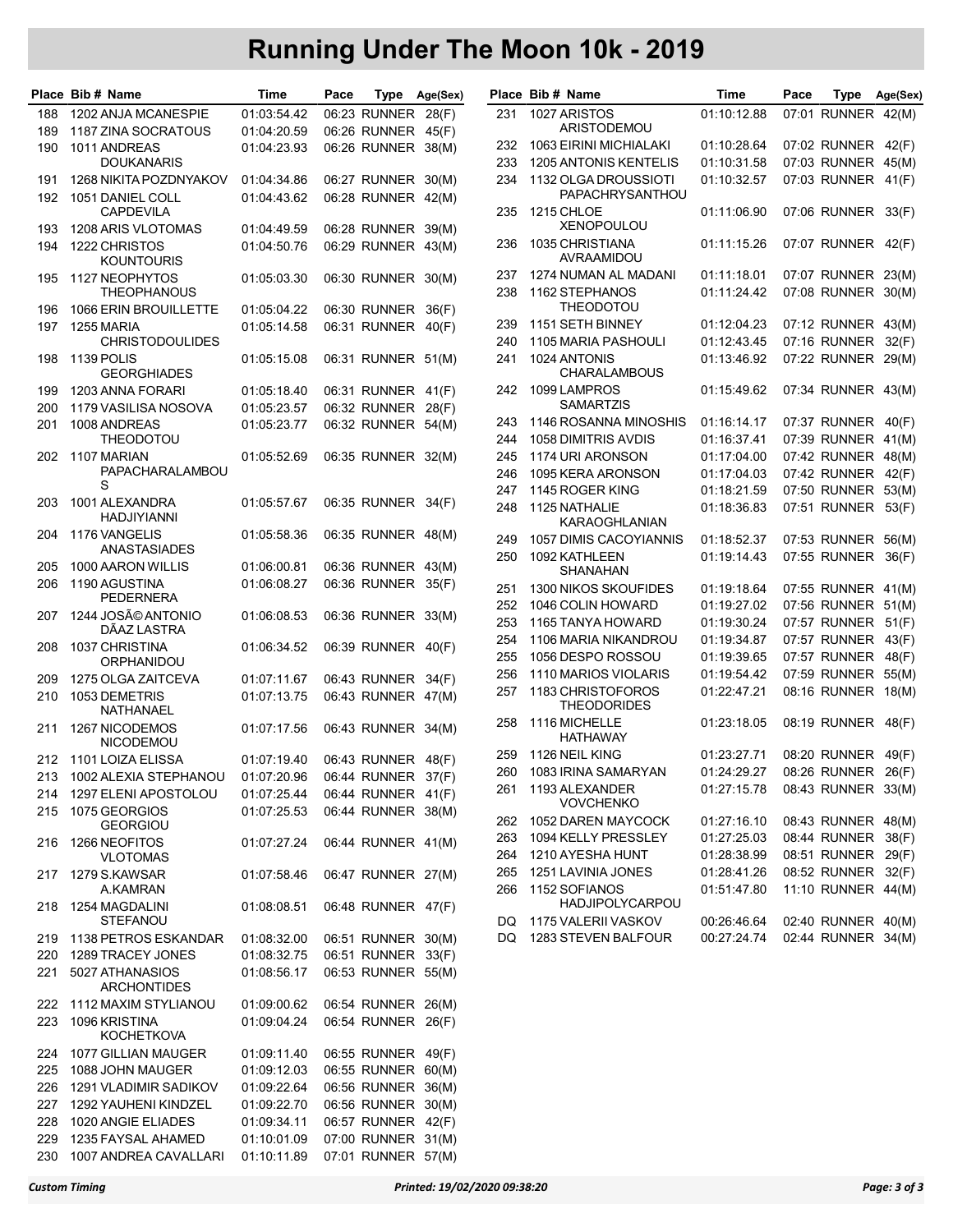# Running Under The Moon 10k - 2019

| Place | Bib # | Name | Time | Pace | Type | Age(Sex) |
|---|---|---|---|---|---|---|
| 188 | 1202 | ANJA MCANESPIE | 01:03:54.42 | 06:23 | RUNNER | 28(F) |
| 189 | 1187 | ZINA SOCRATOUS | 01:04:20.59 | 06:26 | RUNNER | 45(F) |
| 190 | 1011 | ANDREAS DOUKANARIS | 01:04:23.93 | 06:26 | RUNNER | 38(M) |
| 191 | 1268 | NIKITA POZDNYAKOV | 01:04:34.86 | 06:27 | RUNNER | 30(M) |
| 192 | 1051 | DANIEL COLL CAPDEVILA | 01:04:43.62 | 06:28 | RUNNER | 42(M) |
| 193 | 1208 | ARIS VLOTOMAS | 01:04:49.59 | 06:28 | RUNNER | 39(M) |
| 194 | 1222 | CHRISTOS KOUNTOURIS | 01:04:50.76 | 06:29 | RUNNER | 43(M) |
| 195 | 1127 | NEOPHYTOS THEOPHANOUS | 01:05:03.30 | 06:30 | RUNNER | 30(M) |
| 196 | 1066 | ERIN BROUILLETTE | 01:05:04.22 | 06:30 | RUNNER | 36(F) |
| 197 | 1255 | MARIA CHRISTODOULIDES | 01:05:14.58 | 06:31 | RUNNER | 40(F) |
| 198 | 1139 | POLIS GEORGHIADES | 01:05:15.08 | 06:31 | RUNNER | 51(M) |
| 199 | 1203 | ANNA FORARI | 01:05:18.40 | 06:31 | RUNNER | 41(F) |
| 200 | 1179 | VASILISA NOSOVA | 01:05:23.57 | 06:32 | RUNNER | 28(F) |
| 201 | 1008 | ANDREAS THEODOTOU | 01:05:23.77 | 06:32 | RUNNER | 54(M) |
| 202 | 1107 | MARIAN PAPACHARALAMBOUS | 01:05:52.69 | 06:35 | RUNNER | 32(M) |
| 203 | 1001 | ALEXANDRA HADJIYIANNI | 01:05:57.67 | 06:35 | RUNNER | 34(F) |
| 204 | 1176 | VANGELIS ANASTASIADES | 01:05:58.36 | 06:35 | RUNNER | 48(M) |
| 205 | 1000 | AARON WILLIS | 01:06:00.81 | 06:36 | RUNNER | 43(M) |
| 206 | 1190 | AGUSTINA PEDERNERA | 01:06:08.27 | 06:36 | RUNNER | 35(F) |
| 207 | 1244 | JOSÃ© ANTONIO DÃAZ LASTRA | 01:06:08.53 | 06:36 | RUNNER | 33(M) |
| 208 | 1037 | CHRISTINA ORPHANIDOU | 01:06:34.52 | 06:39 | RUNNER | 40(F) |
| 209 | 1275 | OLGA ZAITCEVA | 01:07:11.67 | 06:43 | RUNNER | 34(F) |
| 210 | 1053 | DEMETRIS NATHANAEL | 01:07:13.75 | 06:43 | RUNNER | 47(M) |
| 211 | 1267 | NICODEMOS NICODEMOU | 01:07:17.56 | 06:43 | RUNNER | 34(M) |
| 212 | 1101 | LOIZA ELISSA | 01:07:19.40 | 06:43 | RUNNER | 48(F) |
| 213 | 1002 | ALEXIA STEPHANOU | 01:07:20.96 | 06:44 | RUNNER | 37(F) |
| 214 | 1297 | ELENI APOSTOLOU | 01:07:25.44 | 06:44 | RUNNER | 41(F) |
| 215 | 1075 | GEORGIOS GEORGIOU | 01:07:25.53 | 06:44 | RUNNER | 38(M) |
| 216 | 1266 | NEOFITOS VLOTOMAS | 01:07:27.24 | 06:44 | RUNNER | 41(M) |
| 217 | 1279 | S.KAWSAR A.KAMRAN | 01:07:58.46 | 06:47 | RUNNER | 27(M) |
| 218 | 1254 | MAGDALINI STEFANOU | 01:08:08.51 | 06:48 | RUNNER | 47(F) |
| 219 | 1138 | PETROS ESKANDAR | 01:08:32.00 | 06:51 | RUNNER | 30(M) |
| 220 | 1289 | TRACEY JONES | 01:08:32.75 | 06:51 | RUNNER | 33(F) |
| 221 | 5027 | ATHANASIOS ARCHONTIDES | 01:08:56.17 | 06:53 | RUNNER | 55(M) |
| 222 | 1112 | MAXIM STYLIANOU | 01:09:00.62 | 06:54 | RUNNER | 26(M) |
| 223 | 1096 | KRISTINA KOCHETKOVA | 01:09:04.24 | 06:54 | RUNNER | 26(F) |
| 224 | 1077 | GILLIAN MAUGER | 01:09:11.40 | 06:55 | RUNNER | 49(F) |
| 225 | 1088 | JOHN MAUGER | 01:09:12.03 | 06:55 | RUNNER | 60(M) |
| 226 | 1291 | VLADIMIR SADIKOV | 01:09:22.64 | 06:56 | RUNNER | 36(M) |
| 227 | 1292 | YAUHENI KINDZEL | 01:09:22.70 | 06:56 | RUNNER | 30(M) |
| 228 | 1020 | ANGIE ELIADES | 01:09:34.11 | 06:57 | RUNNER | 42(F) |
| 229 | 1235 | FAYSAL AHAMED | 01:10:01.09 | 07:00 | RUNNER | 31(M) |
| 230 | 1007 | ANDREA CAVALLARI | 01:10:11.89 | 07:01 | RUNNER | 57(M) |
| 231 | 1027 | ARISTOS ARISTODEMOU | 01:10:12.88 | 07:01 | RUNNER | 42(M) |
| 232 | 1063 | EIRINI MICHIALAKI | 01:10:28.64 | 07:02 | RUNNER | 42(F) |
| 233 | 1205 | ANTONIS KENTELIS | 01:10:31.58 | 07:03 | RUNNER | 45(M) |
| 234 | 1132 | OLGA DROUSSIOTI PAPACHRYSANTHOU | 01:10:32.57 | 07:03 | RUNNER | 41(F) |
| 235 | 1215 | CHLOE XENOPOULOU | 01:11:06.90 | 07:06 | RUNNER | 33(F) |
| 236 | 1035 | CHRISTIANA AVRAAMIDOU | 01:11:15.26 | 07:07 | RUNNER | 42(F) |
| 237 | 1274 | NUMAN AL MADANI | 01:11:18.01 | 07:07 | RUNNER | 23(M) |
| 238 | 1162 | STEPHANOS THEODOTOU | 01:11:24.42 | 07:08 | RUNNER | 30(M) |
| 239 | 1151 | SETH BINNEY | 01:12:04.23 | 07:12 | RUNNER | 43(M) |
| 240 | 1105 | MARIA PASHOULI | 01:12:43.45 | 07:16 | RUNNER | 32(F) |
| 241 | 1024 | ANTONIS CHARALAMBOUS | 01:13:46.92 | 07:22 | RUNNER | 29(M) |
| 242 | 1099 | LAMPROS SAMARTZIS | 01:15:49.62 | 07:34 | RUNNER | 43(M) |
| 243 | 1146 | ROSANNA MINOSHIS | 01:16:14.17 | 07:37 | RUNNER | 40(F) |
| 244 | 1058 | DIMITRIS AVDIS | 01:16:37.41 | 07:39 | RUNNER | 41(M) |
| 245 | 1174 | URI ARONSON | 01:17:04.00 | 07:42 | RUNNER | 48(M) |
| 246 | 1095 | KERA ARONSON | 01:17:04.03 | 07:42 | RUNNER | 42(F) |
| 247 | 1145 | ROGER KING | 01:18:21.59 | 07:50 | RUNNER | 53(M) |
| 248 | 1125 | NATHALIE KARAOGHLANIAN | 01:18:36.83 | 07:51 | RUNNER | 53(F) |
| 249 | 1057 | DIMIS CACOYIANNIS | 01:18:52.37 | 07:53 | RUNNER | 56(M) |
| 250 | 1092 | KATHLEEN SHANAHAN | 01:19:14.43 | 07:55 | RUNNER | 36(F) |
| 251 | 1300 | NIKOS SKOUFIDES | 01:19:18.64 | 07:55 | RUNNER | 41(M) |
| 252 | 1046 | COLIN HOWARD | 01:19:27.02 | 07:56 | RUNNER | 51(M) |
| 253 | 1165 | TANYA HOWARD | 01:19:30.24 | 07:57 | RUNNER | 51(F) |
| 254 | 1106 | MARIA NIKANDROU | 01:19:34.87 | 07:57 | RUNNER | 43(F) |
| 255 | 1056 | DESPO ROSSOU | 01:19:39.65 | 07:57 | RUNNER | 48(F) |
| 256 | 1110 | MARIOS VIOLARIS | 01:19:54.42 | 07:59 | RUNNER | 55(M) |
| 257 | 1183 | CHRISTOFOROS THEODORIDES | 01:22:47.21 | 08:16 | RUNNER | 18(M) |
| 258 | 1116 | MICHELLE HATHAWAY | 01:23:18.05 | 08:19 | RUNNER | 48(F) |
| 259 | 1126 | NEIL KING | 01:23:27.71 | 08:20 | RUNNER | 49(F) |
| 260 | 1083 | IRINA SAMARYAN | 01:24:29.27 | 08:26 | RUNNER | 26(F) |
| 261 | 1193 | ALEXANDER VOVCHENKO | 01:27:15.78 | 08:43 | RUNNER | 33(M) |
| 262 | 1052 | DAREN MAYCOCK | 01:27:16.10 | 08:43 | RUNNER | 48(M) |
| 263 | 1094 | KELLY PRESSLEY | 01:27:25.03 | 08:44 | RUNNER | 38(F) |
| 264 | 1210 | AYESHA HUNT | 01:28:38.99 | 08:51 | RUNNER | 29(F) |
| 265 | 1251 | LAVINIA JONES | 01:28:41.26 | 08:52 | RUNNER | 32(F) |
| 266 | 1152 | SOFIANOS HADJIPOLYCARPOU | 01:51:47.80 | 11:10 | RUNNER | 44(M) |
| DQ | 1175 | VALERII VASKOV | 00:26:46.64 | 02:40 | RUNNER | 40(M) |
| DQ | 1283 | STEVEN BALFOUR | 00:27:24.74 | 02:44 | RUNNER | 34(M) |

*Custom Timing*

*Printed: 19/02/2020 09:38:20*